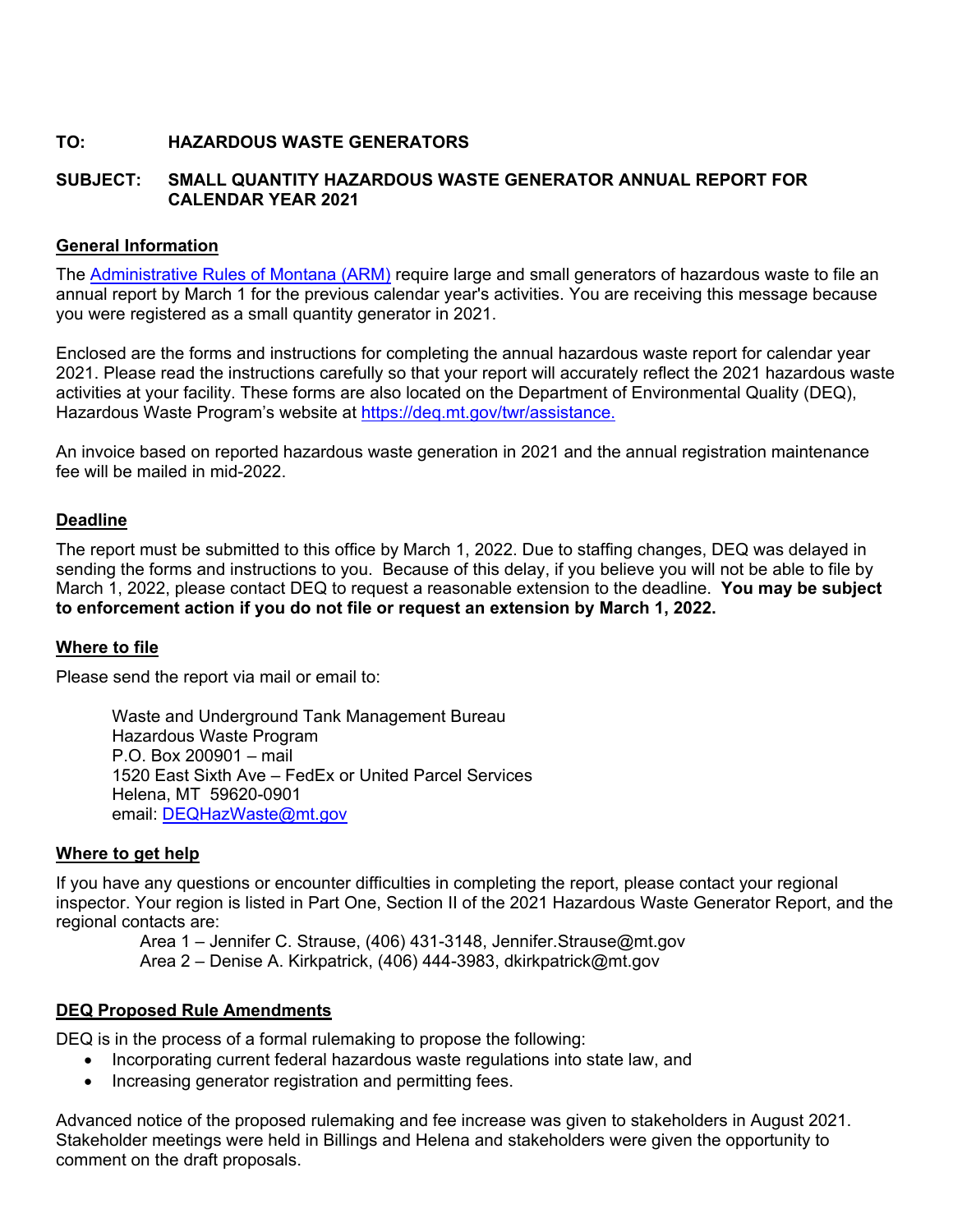**TO:** **HAZARDOUS WASTE GENERATORS**

**SUBJECT:** **SMALL QUANTITY HAZARDOUS WASTE GENERATOR ANNUAL REPORT FOR CALENDAR YEAR 2021**

## General Information

The [Administrative Rules of Montana (ARM)] require large and small generators of hazardous waste to file an annual report by March 1 for the previous calendar year's activities. You are receiving this message because you were registered as a small quantity generator in 2021.

Enclosed are the forms and instructions for completing the annual hazardous waste report for calendar year 2021. Please read the instructions carefully so that your report will accurately reflect the 2021 hazardous waste activities at your facility. These forms are also located on the Department of Environmental Quality (DEQ), Hazardous Waste Program's website at https://deq.mt.gov/twr/assistance.

An invoice based on reported hazardous waste generation in 2021 and the annual registration maintenance fee will be mailed in mid-2022.

## Deadline

The report must be submitted to this office by March 1, 2022. Due to staffing changes, DEQ was delayed in sending the forms and instructions to you. Because of this delay, if you believe you will not be able to file by March 1, 2022, please contact DEQ to request a reasonable extension to the deadline. **You may be subject to enforcement action if you do not file or request an extension by March 1, 2022.**

## Where to file

Please send the report via mail or email to:

Waste and Underground Tank Management Bureau  
Hazardous Waste Program  
P.O. Box 200901 – mail  
1520 East Sixth Ave – FedEx or United Parcel Services  
Helena, MT 59620-0901  
email: DEQHazWaste@mt.gov

## Where to get help

If you have any questions or encounter difficulties in completing the report, please contact your regional inspector. Your region is listed in Part One, Section II of the 2021 Hazardous Waste Generator Report, and the regional contacts are:

Area 1 – Jennifer C. Strause, (406) 431-3148, Jennifer.Strause@mt.gov  
Area 2 – Denise A. Kirkpatrick, (406) 444-3983, dkirkpatrick@mt.gov

## DEQ Proposed Rule Amendments

DEQ is in the process of a formal rulemaking to propose the following:

- Incorporating current federal hazardous waste regulations into state law, and
- Increasing generator registration and permitting fees.

Advanced notice of the proposed rulemaking and fee increase was given to stakeholders in August 2021. Stakeholder meetings were held in Billings and Helena and stakeholders were given the opportunity to comment on the draft proposals.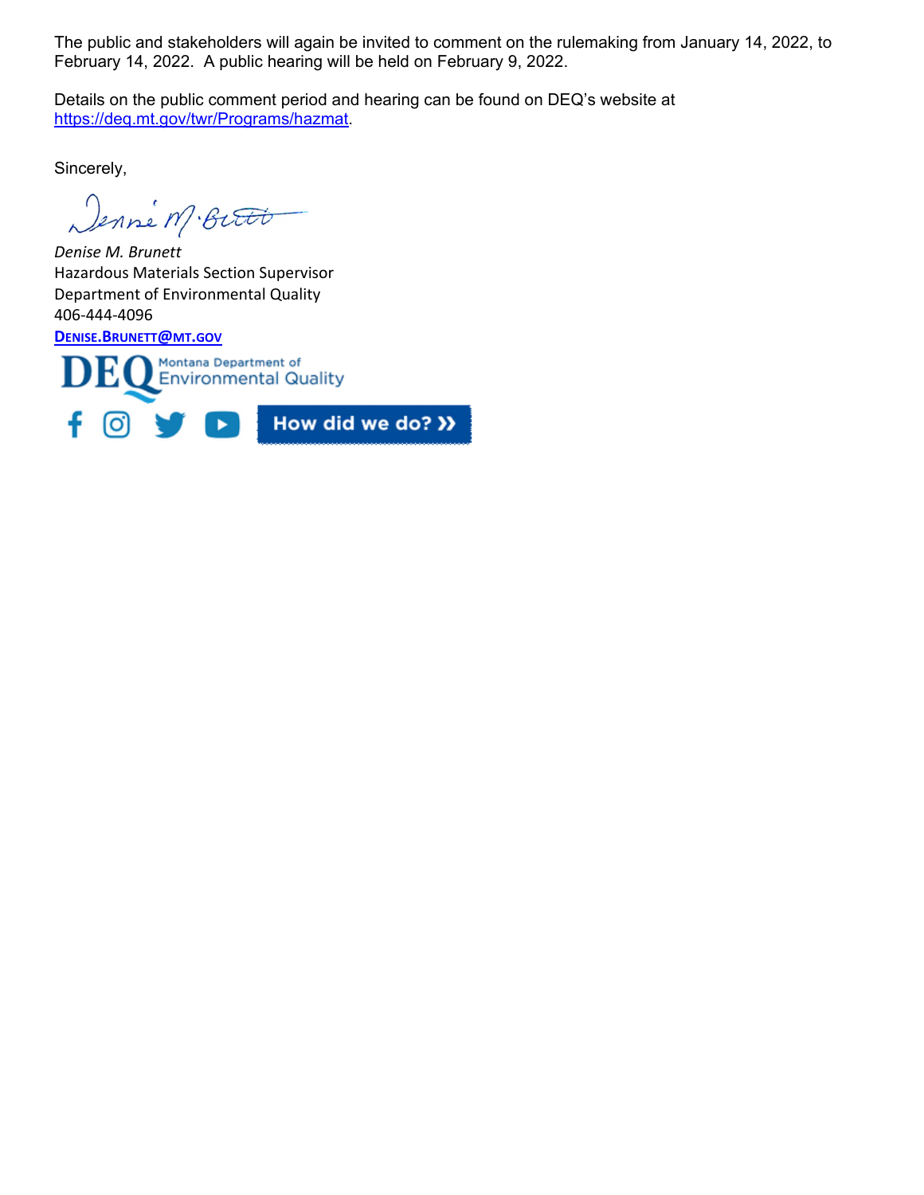The public and stakeholders will again be invited to comment on the rulemaking from January 14, 2022, to February 14, 2022. A public hearing will be held on February 9, 2022.

Details on the public comment period and hearing can be found on DEQ's website at https://deq.mt.gov/twr/Programs/hazmat.

Sincerely,

*Denise M. Brunett*
Hazardous Materials Section Supervisor
Department of Environmental Quality
406-444-4096
DENISE.BRUNETT@MT.GOV

DEQ Montana Department of Environmental Quality

How did we do? »